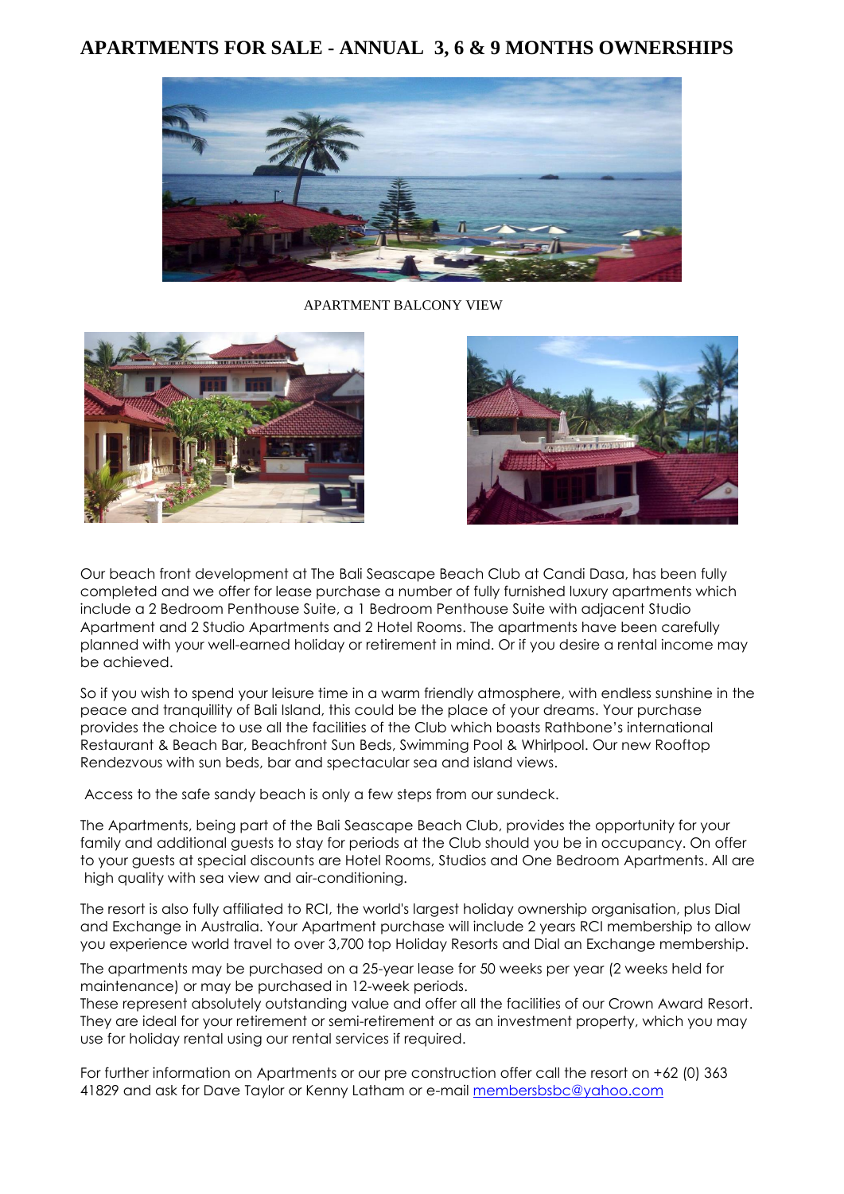# APARTMENTS FOR SALE - ANNUAL 3, 6 & 9 MONTHS OWNERSHIPS

APARTMENT BALCONY VIEW

Our beach front development at The Bali Seascape Beach Club at Candi Dasa, has been fully completed and we offer for lease purchase a number of fully furnished luxury apartments which include a 2 Bedroom Penthouse Suite, a 1 Bedroom Penthouse Suite with adjacent Studio Apartment and 2 Studio Apartments and 2 Hotel Rooms. The apartments have been carefully planned with your well-earned holiday or retirement in mind. Or if you desire a rental income may be achieved.

So if you wish to spend your leisure time in a warm friendly atmosphere, with endless sunshine in the peace and tranquillity of Bali Island, this could be the place of your dreams. Your purchase provides the choice to use all the facilities of the Club which boasts Rathbone's international Restaurant & Beach Bar, Beachfront Sun Beds, Swimming Pool & Whirlpool. Our new Rooftop Rendezvous with sun beds, bar and spectacular sea and island views.

Access to the safe sandy beach is only a few steps from our sundeck.

The Apartments, being part of the Bali Seascape Beach Club, provides the opportunity for your family and additional guests to stay for periods at the Club should you be in occupancy. On offer to your guests at special discounts are Hotel Rooms, Studios and One Bedroom Apartments. All are high quality with sea view and air-conditioning.

The resort is also fully affiliated to RCI, the world's largest holiday ownership organisation, plus Dial and Exchange in Australia. Your Apartment purchase will include 2 years RCI membership to allow you experience world travel to over 3,700 top Holiday Resorts and Dial an Exchange membership.

The apartments may be purchased on a 25-year lease for 50 weeks per year (2 weeks held for maintenance) or may be purchased in 12-week periods.
These represent absolutely outstanding value and offer all the facilities of our Crown Award Resort. They are ideal for your retirement or semi-retirement or as an investment property, which you may use for holiday rental using our rental services if required.

For further information on Apartments or our pre construction offer call the resort on +62 (0) 363 41829 and ask for Dave Taylor or Kenny Latham or e-mail membersbsbc@yahoo.com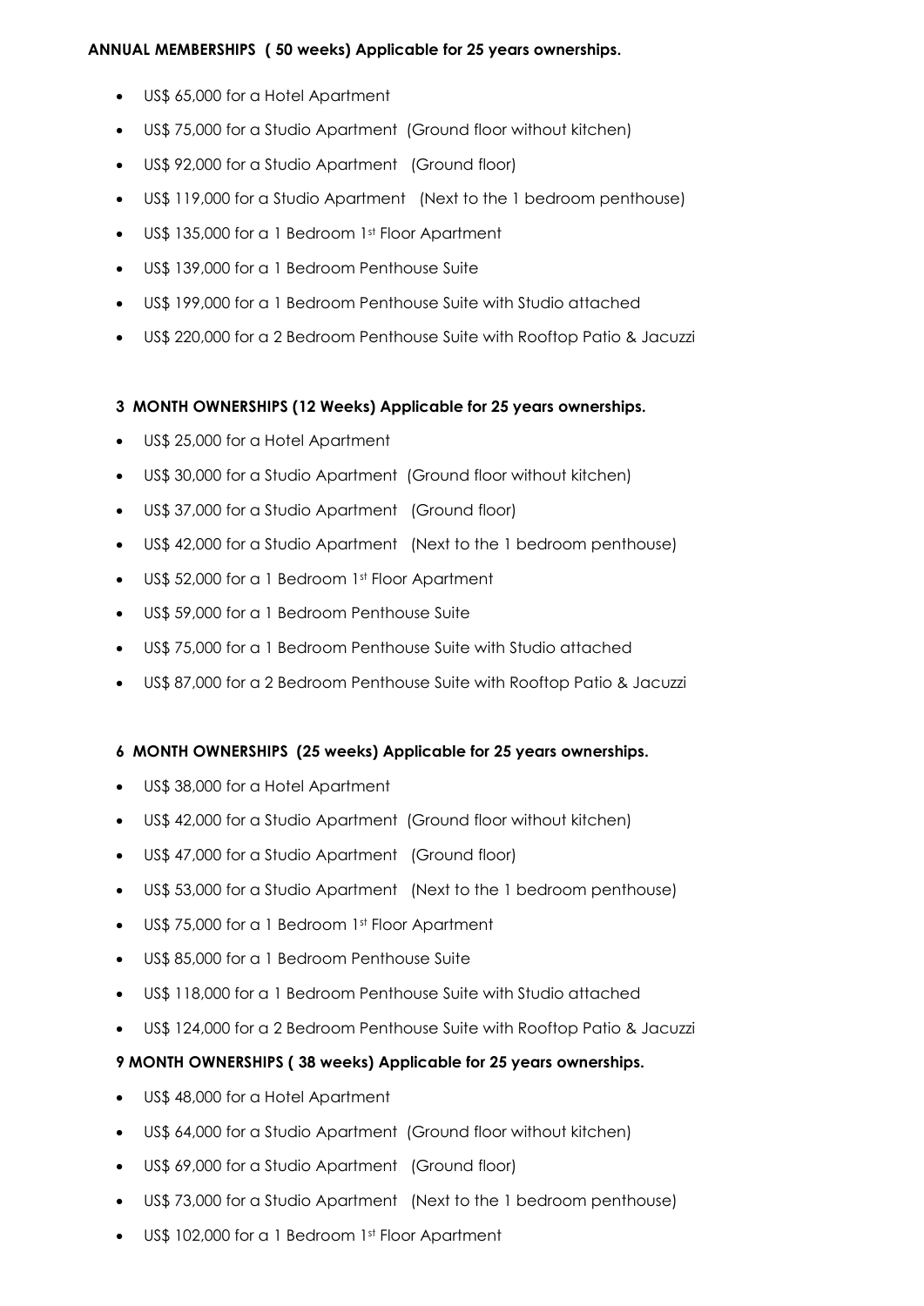**ANNUAL MEMBERSHIPS ( 50 weeks) Applicable for 25 years ownerships.**

- US$ 65,000 for a Hotel Apartment
- US$ 75,000 for a Studio Apartment (Ground floor without kitchen)
- US$ 92,000 for a Studio Apartment (Ground floor)
- US$ 119,000 for a Studio Apartment (Next to the 1 bedroom penthouse)
- US$ 135,000 for a 1 Bedroom 1st Floor Apartment
- US$ 139,000 for a 1 Bedroom Penthouse Suite
- US$ 199,000 for a 1 Bedroom Penthouse Suite with Studio attached
- US$ 220,000 for a 2 Bedroom Penthouse Suite with Rooftop Patio & Jacuzzi

**3 MONTH OWNERSHIPS (12 Weeks) Applicable for 25 years ownerships.**

- US$ 25,000 for a Hotel Apartment
- US$ 30,000 for a Studio Apartment (Ground floor without kitchen)
- US$ 37,000 for a Studio Apartment (Ground floor)
- US$ 42,000 for a Studio Apartment (Next to the 1 bedroom penthouse)
- US$ 52,000 for a 1 Bedroom 1st Floor Apartment
- US$ 59,000 for a 1 Bedroom Penthouse Suite
- US$ 75,000 for a 1 Bedroom Penthouse Suite with Studio attached
- US$ 87,000 for a 2 Bedroom Penthouse Suite with Rooftop Patio & Jacuzzi

**6 MONTH OWNERSHIPS (25 weeks) Applicable for 25 years ownerships.**

- US$ 38,000 for a Hotel Apartment
- US$ 42,000 for a Studio Apartment (Ground floor without kitchen)
- US$ 47,000 for a Studio Apartment (Ground floor)
- US$ 53,000 for a Studio Apartment (Next to the 1 bedroom penthouse)
- US$ 75,000 for a 1 Bedroom 1st Floor Apartment
- US$ 85,000 for a 1 Bedroom Penthouse Suite
- US$ 118,000 for a 1 Bedroom Penthouse Suite with Studio attached
- US$ 124,000 for a 2 Bedroom Penthouse Suite with Rooftop Patio & Jacuzzi

**9 MONTH OWNERSHIPS ( 38 weeks) Applicable for 25 years ownerships.**

- US$ 48,000 for a Hotel Apartment
- US$ 64,000 for a Studio Apartment (Ground floor without kitchen)
- US$ 69,000 for a Studio Apartment (Ground floor)
- US$ 73,000 for a Studio Apartment (Next to the 1 bedroom penthouse)
- US$ 102,000 for a 1 Bedroom 1st Floor Apartment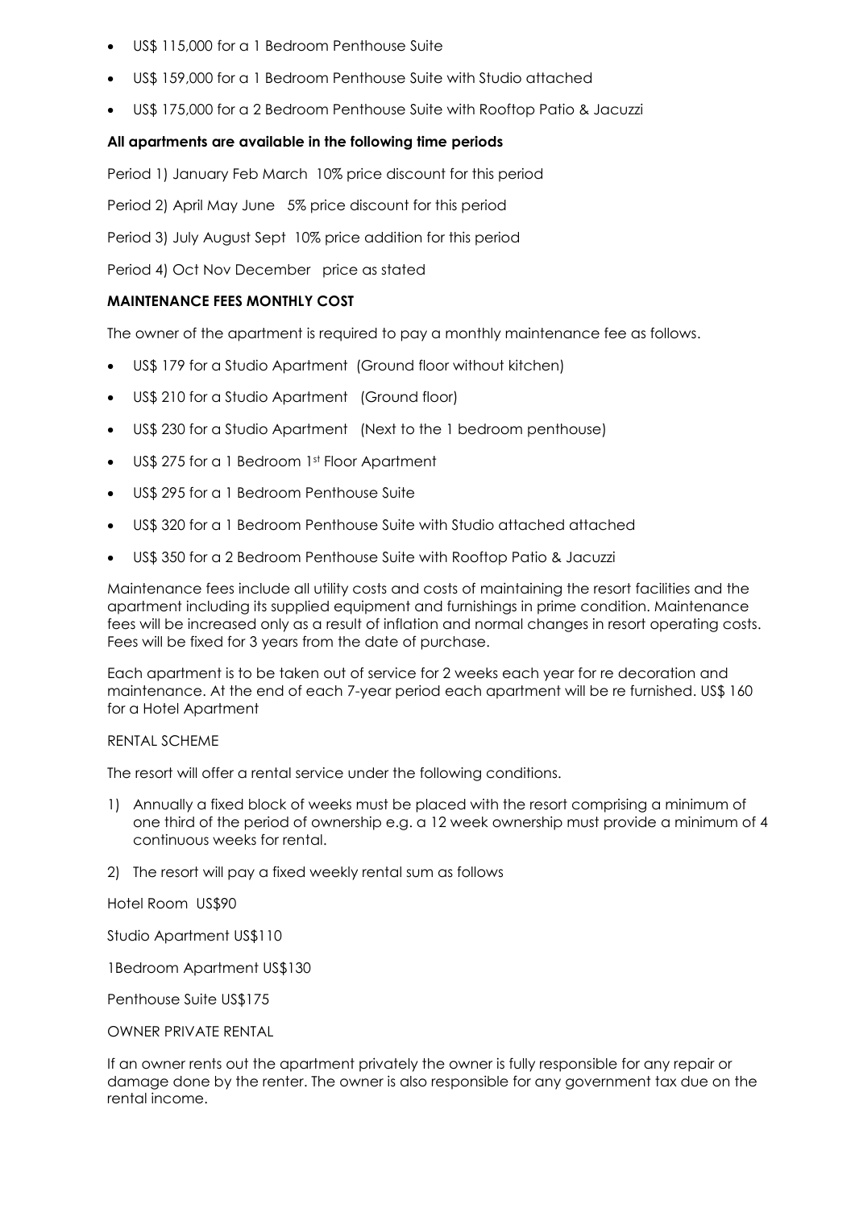- US$ 115,000 for a 1 Bedroom Penthouse Suite
- US$ 159,000 for a 1 Bedroom Penthouse Suite with Studio attached
- US$ 175,000 for a 2 Bedroom Penthouse Suite with Rooftop Patio & Jacuzzi

**All apartments are available in the following time periods**

Period 1) January Feb March 10% price discount for this period

Period 2) April May June 5% price discount for this period

Period 3) July August Sept 10% price addition for this period

Period 4) Oct Nov December price as stated

**MAINTENANCE FEES MONTHLY COST**

The owner of the apartment is required to pay a monthly maintenance fee as follows.

- US$ 179 for a Studio Apartment (Ground floor without kitchen)
- US$ 210 for a Studio Apartment (Ground floor)
- US$ 230 for a Studio Apartment (Next to the 1 bedroom penthouse)
- US$ 275 for a 1 Bedroom 1st Floor Apartment
- US$ 295 for a 1 Bedroom Penthouse Suite
- US$ 320 for a 1 Bedroom Penthouse Suite with Studio attached attached
- US$ 350 for a 2 Bedroom Penthouse Suite with Rooftop Patio & Jacuzzi

Maintenance fees include all utility costs and costs of maintaining the resort facilities and the apartment including its supplied equipment and furnishings in prime condition. Maintenance fees will be increased only as a result of inflation and normal changes in resort operating costs. Fees will be fixed for 3 years from the date of purchase.

Each apartment is to be taken out of service for 2 weeks each year for re decoration and maintenance. At the end of each 7-year period each apartment will be re furnished. US$ 160 for a Hotel Apartment

RENTAL SCHEME

The resort will offer a rental service under the following conditions.

1) Annually a fixed block of weeks must be placed with the resort comprising a minimum of one third of the period of ownership e.g. a 12 week ownership must provide a minimum of 4 continuous weeks for rental.
2) The resort will pay a fixed weekly rental sum as follows

Hotel Room US$90

Studio Apartment US$110

1Bedroom Apartment US$130

Penthouse Suite US$175

OWNER PRIVATE RENTAL

If an owner rents out the apartment privately the owner is fully responsible for any repair or damage done by the renter. The owner is also responsible for any government tax due on the rental income.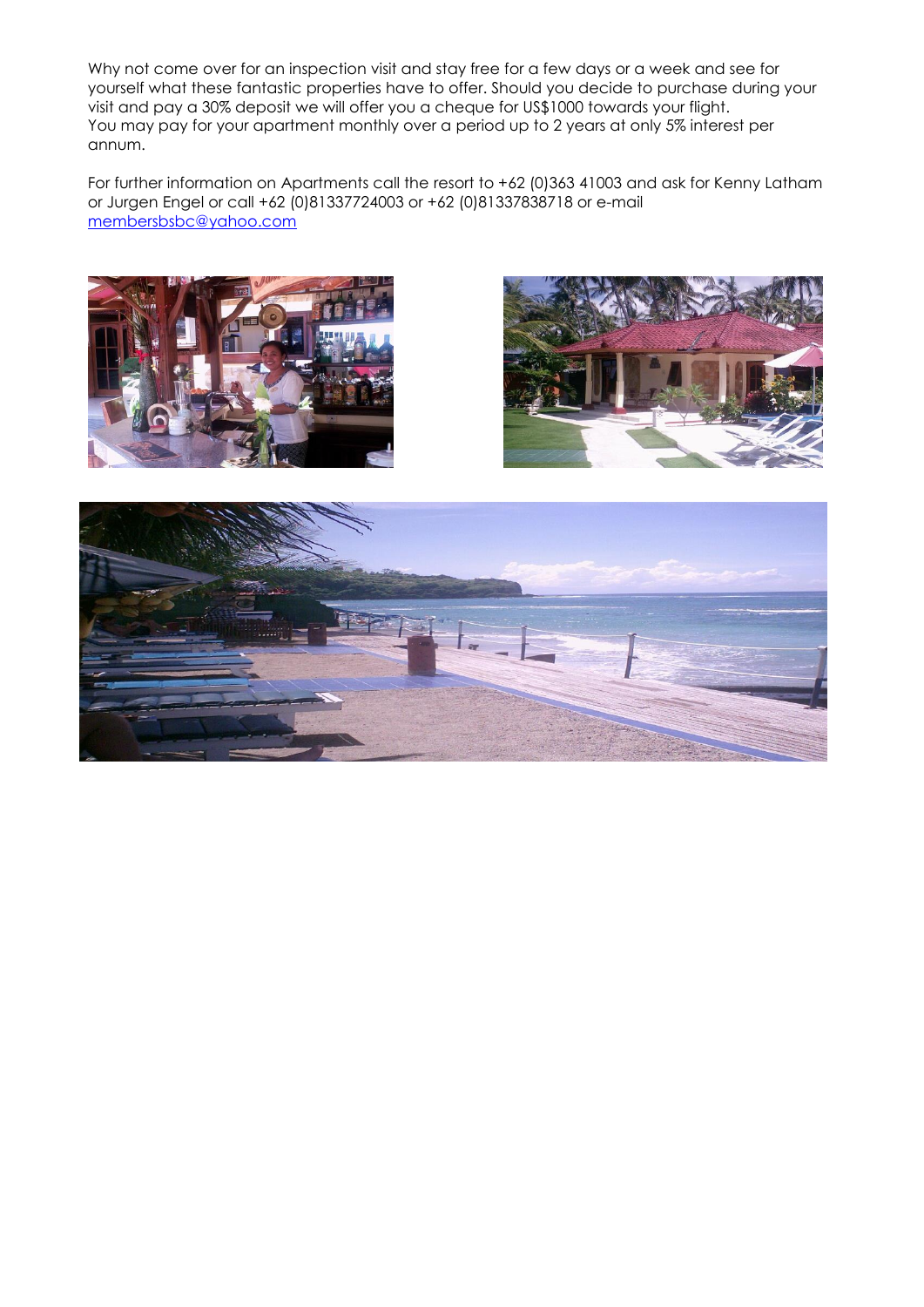Why not come over for an inspection visit and stay free for a few days or a week and see for yourself what these fantastic properties have to offer. Should you decide to purchase during your visit and pay a 30% deposit we will offer you a cheque for US$1000 towards your flight.
You may pay for your apartment monthly over a period up to 2 years at only 5% interest per annum.

For further information on Apartments call the resort to +62 (0)363 41003 and ask for Kenny Latham or Jurgen Engel or call +62 (0)81337724003 or +62 (0)81337838718 or e-mail membersbsbc@yahoo.com